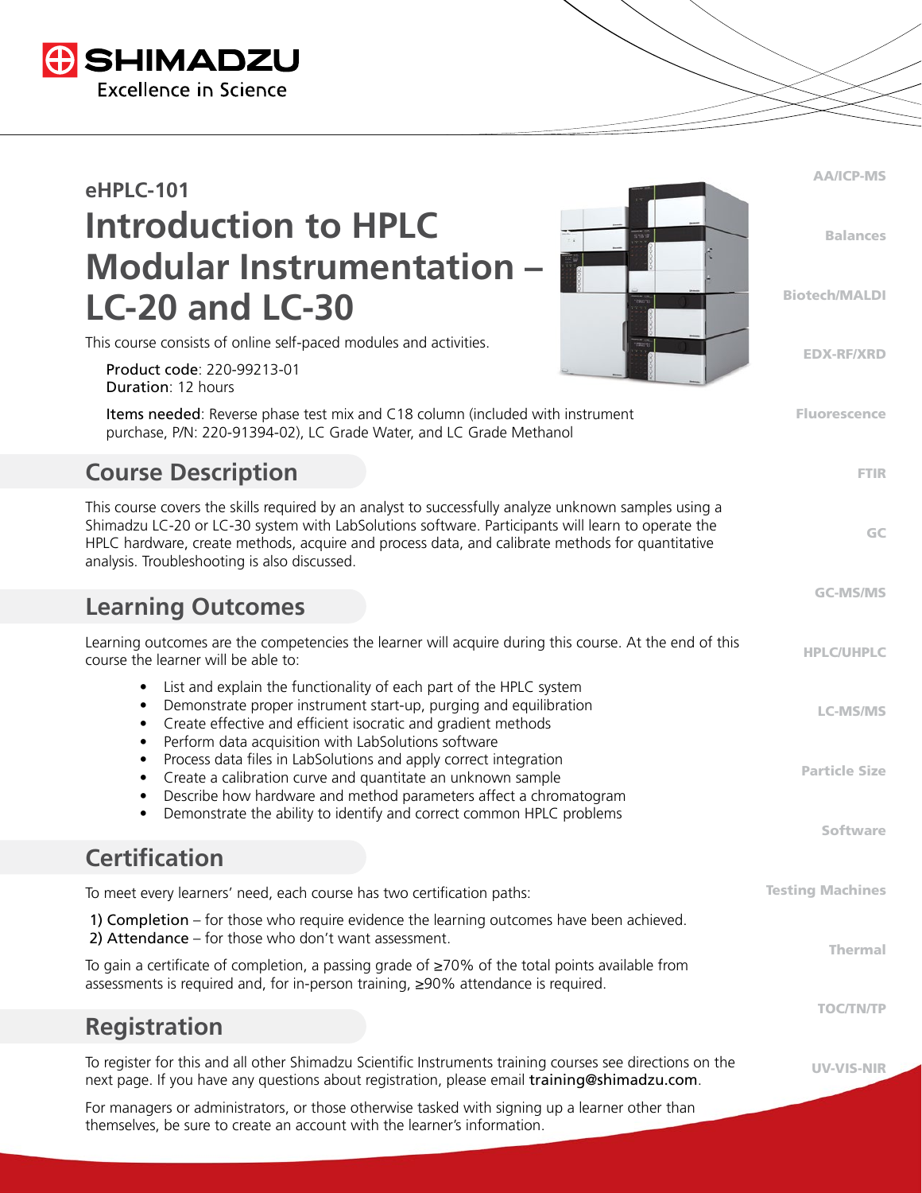# eHPLC-101

# Introduction to HPLC Modular Instrumentation – LC-20 and LC-30

This course consists of online self-paced modules and activities.

Product code: 220-99213-01
Duration: 12 hours

Items needed: Reverse phase test mix and C18 column (included with instrument purchase, P/N: 220-91394-02), LC Grade Water, and LC Grade Methanol

## Course Description

This course covers the skills required by an analyst to successfully analyze unknown samples using a Shimadzu LC-20 or LC-30 system with LabSolutions software. Participants will learn to operate the HPLC hardware, create methods, acquire and process data, and calibrate methods for quantitative analysis. Troubleshooting is also discussed.

## Learning Outcomes

Learning outcomes are the competencies the learner will acquire during this course. At the end of this course the learner will be able to:

- List and explain the functionality of each part of the HPLC system
- Demonstrate proper instrument start-up, purging and equilibration
- Create effective and efficient isocratic and gradient methods
- Perform data acquisition with LabSolutions software
- Process data files in LabSolutions and apply correct integration
- Create a calibration curve and quantitate an unknown sample
- Describe how hardware and method parameters affect a chromatogram
- Demonstrate the ability to identify and correct common HPLC problems

## Certification

To meet every learners' need, each course has two certification paths:

1) Completion – for those who require evidence the learning outcomes have been achieved.
2) Attendance – for those who don't want assessment.

To gain a certificate of completion, a passing grade of ≥70% of the total points available from assessments is required and, for in-person training, ≥90% attendance is required.

## Registration

To register for this and all other Shimadzu Scientific Instruments training courses see directions on the next page. If you have any questions about registration, please email training@shimadzu.com.

For managers or administrators, or those otherwise tasked with signing up a learner other than themselves, be sure to create an account with the learner's information.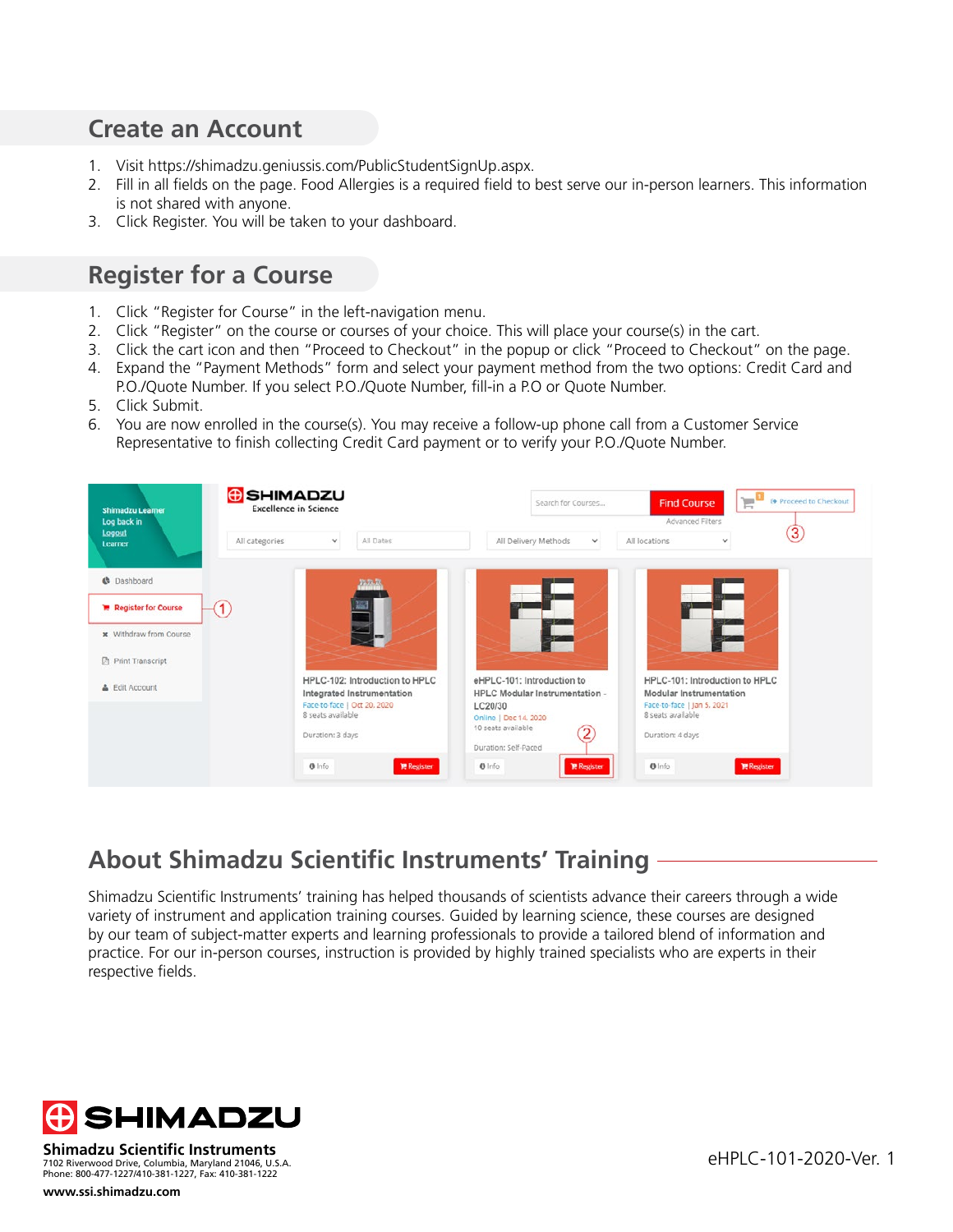## Create an Account

1. Visit https://shimadzu.geniussis.com/PublicStudentSignUp.aspx.
2. Fill in all fields on the page. Food Allergies is a required field to best serve our in-person learners. This information is not shared with anyone.
3. Click Register. You will be taken to your dashboard.

## Register for a Course

1. Click "Register for Course" in the left-navigation menu.
2. Click "Register" on the course or courses of your choice. This will place your course(s) in the cart.
3. Click the cart icon and then "Proceed to Checkout" in the popup or click "Proceed to Checkout" on the page.
4. Expand the "Payment Methods" form and select your payment method from the two options: Credit Card and P.O./Quote Number. If you select P.O./Quote Number, fill-in a P.O or Quote Number.
5. Click Submit.
6. You are now enrolled in the course(s). You may receive a follow-up phone call from a Customer Service Representative to finish collecting Credit Card payment or to verify your P.O./Quote Number.

## About Shimadzu Scientific Instruments' Training

Shimadzu Scientific Instruments' training has helped thousands of scientists advance their careers through a wide variety of instrument and application training courses. Guided by learning science, these courses are designed by our team of subject-matter experts and learning professionals to provide a tailored blend of information and practice. For our in-person courses, instruction is provided by highly trained specialists who are experts in their respective fields.

**SHIMADZU**

**Shimadzu Scientific Instruments**
7102 Riverwood Drive, Columbia, Maryland 21046, U.S.A.
Phone: 800-477-1227/410-381-1227, Fax: 410-381-1222

**www.ssi.shimadzu.com**

eHPLC-101-2020-Ver. 1